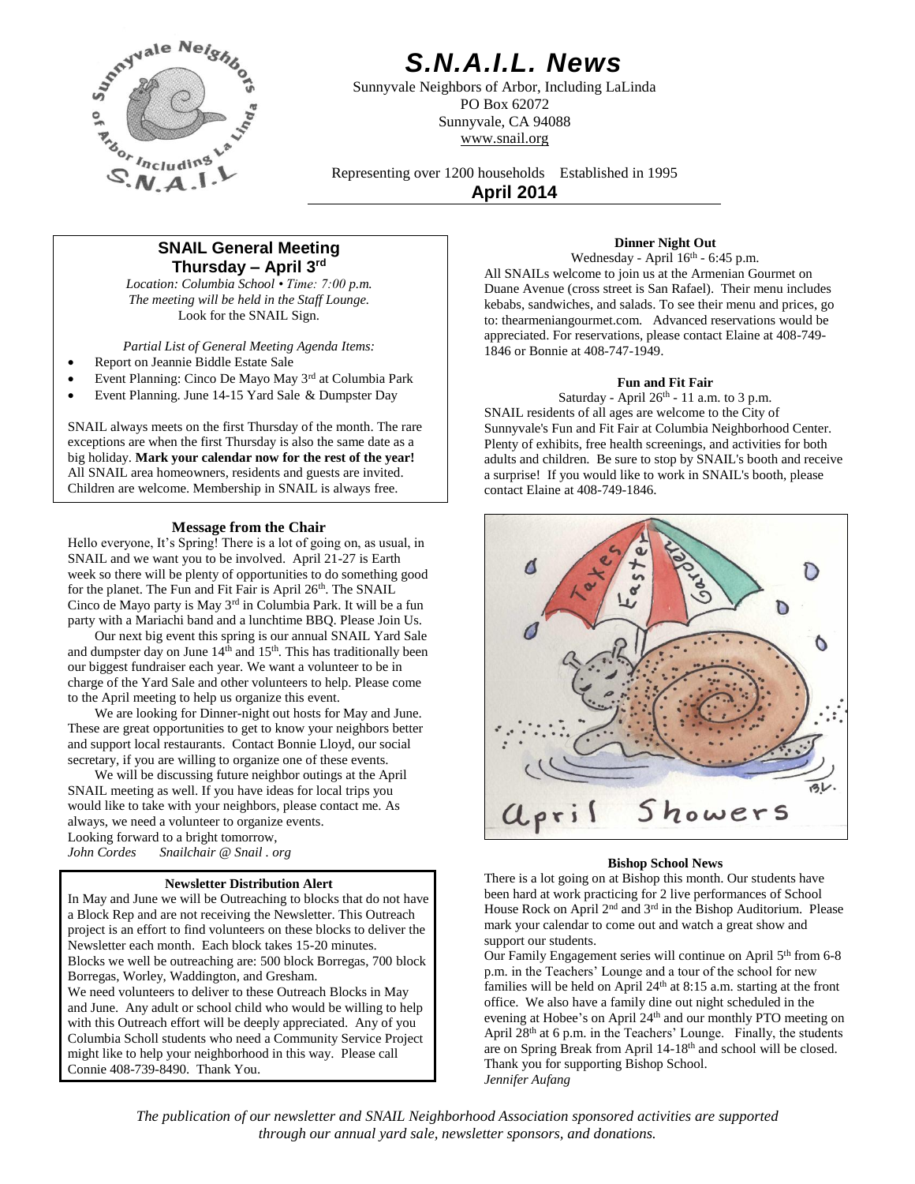# S.N.A.I.L. News

Sunnyvale Neighbors of Arbor, Including LaLinda
PO Box 62072
Sunnyvale, CA 94088
www.snail.org

Representing over 1200 households Established in 1995

**April 2014**

## SNAIL General Meeting
### Thursday – April 3rd

*Location: Columbia School • Time: 7:00 p.m.*
*The meeting will be held in the Staff Lounge.*
Look for the SNAIL Sign.

*Partial List of General Meeting Agenda Items:*

- Report on Jeannie Biddle Estate Sale
- Event Planning: Cinco De Mayo May 3rd at Columbia Park
- Event Planning. June 14-15 Yard Sale & Dumpster Day

SNAIL always meets on the first Thursday of the month. The rare exceptions are when the first Thursday is also the same date as a big holiday. **Mark your calendar now for the rest of the year!** All SNAIL area homeowners, residents and guests are invited. Children are welcome. Membership in SNAIL is always free.

### Message from the Chair

Hello everyone, It's Spring! There is a lot of going on, as usual, in SNAIL and we want you to be involved. April 21-27 is Earth week so there will be plenty of opportunities to do something good for the planet. The Fun and Fit Fair is April 26th. The SNAIL Cinco de Mayo party is May 3rd in Columbia Park. It will be a fun party with a Mariachi band and a lunchtime BBQ. Please Join Us.

Our next big event this spring is our annual SNAIL Yard Sale and dumpster day on June 14th and 15th. This has traditionally been our biggest fundraiser each year. We want a volunteer to be in charge of the Yard Sale and other volunteers to help. Please come to the April meeting to help us organize this event.

We are looking for Dinner-night out hosts for May and June. These are great opportunities to get to know your neighbors better and support local restaurants. Contact Bonnie Lloyd, our social secretary, if you are willing to organize one of these events.

We will be discussing future neighbor outings at the April SNAIL meeting as well. If you have ideas for local trips you would like to take with your neighbors, please contact me. As always, we need a volunteer to organize events.

Looking forward to a bright tomorrow,
*John Cordes Snailchair @ Snail . org*

### Newsletter Distribution Alert

In May and June we will be Outreaching to blocks that do not have a Block Rep and are not receiving the Newsletter. This Outreach project is an effort to find volunteers on these blocks to deliver the Newsletter each month. Each block takes 15-20 minutes.
Blocks we well be outreaching are: 500 block Borregas, 700 block Borregas, Worley, Waddington, and Gresham.
We need volunteers to deliver to these Outreach Blocks in May and June. Any adult or school child who would be willing to help with this Outreach effort will be deeply appreciated. Any of you Columbia Scholl students who need a Community Service Project might like to help your neighborhood in this way. Please call Connie 408-739-8490. Thank You.

### Dinner Night Out

Wednesday - April 16th - 6:45 p.m.
All SNAILs welcome to join us at the Armenian Gourmet on Duane Avenue (cross street is San Rafael). Their menu includes kebabs, sandwiches, and salads. To see their menu and prices, go to: thearmeniangourmet.com. Advanced reservations would be appreciated. For reservations, please contact Elaine at 408-749-1846 or Bonnie at 408-747-1949.

### Fun and Fit Fair

Saturday - April 26th - 11 a.m. to 3 p.m.
SNAIL residents of all ages are welcome to the City of Sunnyvale's Fun and Fit Fair at Columbia Neighborhood Center. Plenty of exhibits, free health screenings, and activities for both adults and children. Be sure to stop by SNAIL's booth and receive a surprise! If you would like to work in SNAIL's booth, please contact Elaine at 408-749-1846.

April Showers

### Bishop School News

There is a lot going on at Bishop this month. Our students have been hard at work practicing for 2 live performances of School House Rock on April 2nd and 3rd in the Bishop Auditorium. Please mark your calendar to come out and watch a great show and support our students.

Our Family Engagement series will continue on April 5th from 6-8 p.m. in the Teachers' Lounge and a tour of the school for new families will be held on April 24th at 8:15 a.m. starting at the front office. We also have a family dine out night scheduled in the evening at Hobee's on April 24th and our monthly PTO meeting on April 28th at 6 p.m. in the Teachers' Lounge. Finally, the students are on Spring Break from April 14-18th and school will be closed. Thank you for supporting Bishop School.
*Jennifer Aufang*

*The publication of our newsletter and SNAIL Neighborhood Association sponsored activities are supported through our annual yard sale, newsletter sponsors, and donations.*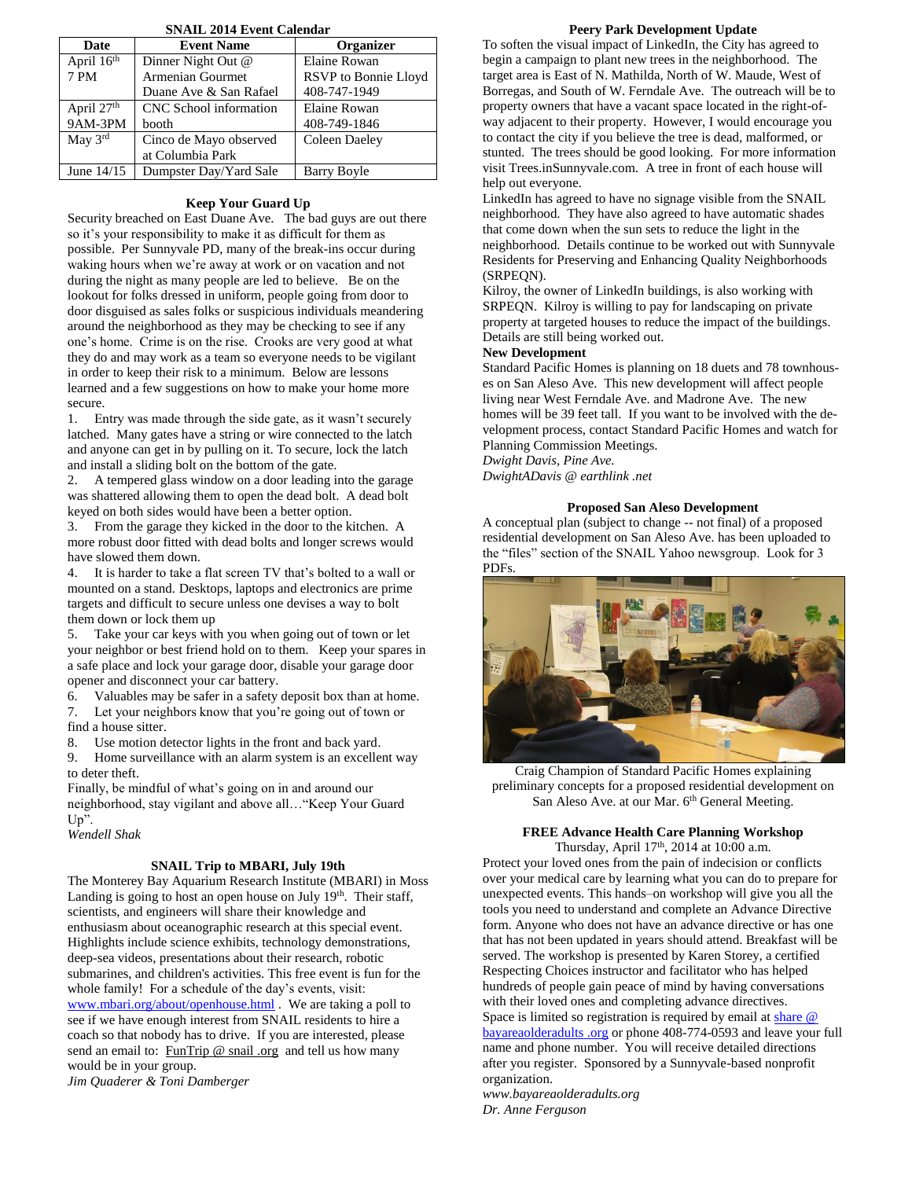**SNAIL 2014 Event Calendar**

| Date | Event Name | Organizer |
|---|---|---|
| April 16th 7 PM | Dinner Night Out @ Armenian Gourmet Duane Ave & San Rafael | Elaine Rowan RSVP to Bonnie Lloyd 408-747-1949 |
| April 27th 9AM-3PM | CNC School information booth | Elaine Rowan 408-749-1846 |
| May 3rd | Cinco de Mayo observed at Columbia Park | Coleen Daeley |
| June 14/15 | Dumpster Day/Yard Sale | Barry Boyle |

## Keep Your Guard Up

Security breached on East Duane Ave. The bad guys are out there so it's your responsibility to make it as difficult for them as possible. Per Sunnyvale PD, many of the break-ins occur during waking hours when we're away at work or on vacation and not during the night as many people are led to believe. Be on the lookout for folks dressed in uniform, people going from door to door disguised as sales folks or suspicious individuals meandering around the neighborhood as they may be checking to see if any one's home. Crime is on the rise. Crooks are very good at what they do and may work as a team so everyone needs to be vigilant in order to keep their risk to a minimum. Below are lessons learned and a few suggestions on how to make your home more secure.

1. Entry was made through the side gate, as it wasn't securely latched. Many gates have a string or wire connected to the latch and anyone can get in by pulling on it. To secure, lock the latch and install a sliding bolt on the bottom of the gate.
2. A tempered glass window on a door leading into the garage was shattered allowing them to open the dead bolt. A dead bolt keyed on both sides would have been a better option.
3. From the garage they kicked in the door to the kitchen. A more robust door fitted with dead bolts and longer screws would have slowed them down.
4. It is harder to take a flat screen TV that's bolted to a wall or mounted on a stand. Desktops, laptops and electronics are prime targets and difficult to secure unless one devises a way to bolt them down or lock them up
5. Take your car keys with you when going out of town or let your neighbor or best friend hold on to them. Keep your spares in a safe place and lock your garage door, disable your garage door opener and disconnect your car battery.
6. Valuables may be safer in a safety deposit box than at home.
7. Let your neighbors know that you're going out of town or find a house sitter.
8. Use motion detector lights in the front and back yard.
9. Home surveillance with an alarm system is an excellent way to deter theft.

Finally, be mindful of what's going on in and around our neighborhood, stay vigilant and above all…"Keep Your Guard Up".

*Wendell Shak*

## SNAIL Trip to MBARI, July 19th

The Monterey Bay Aquarium Research Institute (MBARI) in Moss Landing is going to host an open house on July 19th. Their staff, scientists, and engineers will share their knowledge and enthusiasm about oceanographic research at this special event. Highlights include science exhibits, technology demonstrations, deep-sea videos, presentations about their research, robotic submarines, and children's activities. This free event is fun for the whole family! For a schedule of the day's events, visit: www.mbari.org/about/openhouse.html . We are taking a poll to see if we have enough interest from SNAIL residents to hire a coach so that nobody has to drive. If you are interested, please send an email to: FunTrip @ snail .org and tell us how many would be in your group.

*Jim Quaderer & Toni Damberger*

## Peery Park Development Update

To soften the visual impact of LinkedIn, the City has agreed to begin a campaign to plant new trees in the neighborhood. The target area is East of N. Mathilda, North of W. Maude, West of Borregas, and South of W. Ferndale Ave. The outreach will be to property owners that have a vacant space located in the right-of-way adjacent to their property. However, I would encourage you to contact the city if you believe the tree is dead, malformed, or stunted. The trees should be good looking. For more information visit Trees.inSunnyvale.com. A tree in front of each house will help out everyone.

LinkedIn has agreed to have no signage visible from the SNAIL neighborhood. They have also agreed to have automatic shades that come down when the sun sets to reduce the light in the neighborhood. Details continue to be worked out with Sunnyvale Residents for Preserving and Enhancing Quality Neighborhoods (SRPEQN).

Kilroy, the owner of LinkedIn buildings, is also working with SRPEQN. Kilroy is willing to pay for landscaping on private property at targeted houses to reduce the impact of the buildings. Details are still being worked out.

**New Development**

Standard Pacific Homes is planning on 18 duets and 78 townhouses on San Aleso Ave. This new development will affect people living near West Ferndale Ave. and Madrone Ave. The new homes will be 39 feet tall. If you want to be involved with the development process, contact Standard Pacific Homes and watch for Planning Commission Meetings.

*Dwight Davis, Pine Ave.*
*DwightADavis @ earthlink .net*

## Proposed San Aleso Development

A conceptual plan (subject to change -- not final) of a proposed residential development on San Aleso Ave. has been uploaded to the "files" section of the SNAIL Yahoo newsgroup. Look for 3 PDFs.

Craig Champion of Standard Pacific Homes explaining preliminary concepts for a proposed residential development on San Aleso Ave. at our Mar. 6th General Meeting.

## FREE Advance Health Care Planning Workshop

Thursday, April 17th, 2014 at 10:00 a.m.

Protect your loved ones from the pain of indecision or conflicts over your medical care by learning what you can do to prepare for unexpected events. This hands–on workshop will give you all the tools you need to understand and complete an Advance Directive form. Anyone who does not have an advance directive or has one that has not been updated in years should attend. Breakfast will be served. The workshop is presented by Karen Storey, a certified Respecting Choices instructor and facilitator who has helped hundreds of people gain peace of mind by having conversations with their loved ones and completing advance directives.

Space is limited so registration is required by email at share @ bayareaolderadults .org or phone 408-774-0593 and leave your full name and phone number. You will receive detailed directions after you register. Sponsored by a Sunnyvale-based nonprofit organization.

*www.bayareaolderadults.org*
*Dr. Anne Ferguson*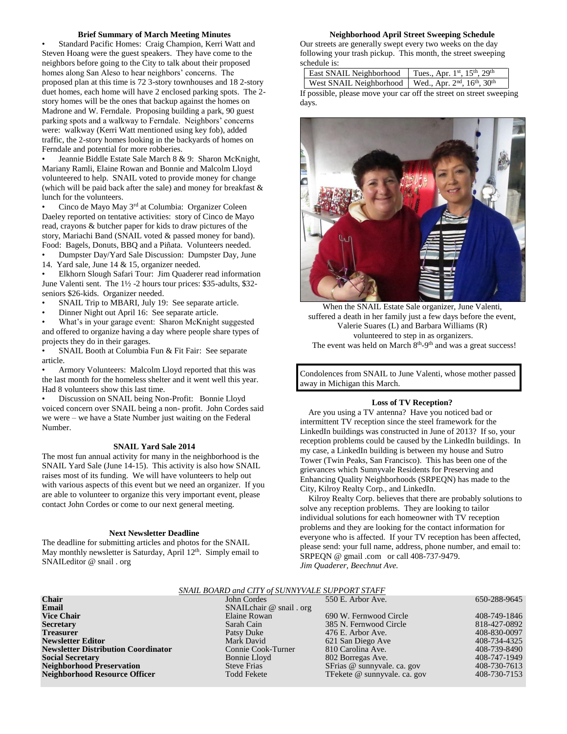### Brief Summary of March Meeting Minutes

- Standard Pacific Homes: Craig Champion, Kerri Watt and Steven Hoang were the guest speakers. They have come to the neighbors before going to the City to talk about their proposed homes along San Aleso to hear neighbors' concerns. The proposed plan at this time is 72 3-story townhouses and 18 2-story duet homes, each home will have 2 enclosed parking spots. The 2-story homes will be the ones that backup against the homes on Madrone and W. Ferndale. Proposing building a park, 90 guest parking spots and a walkway to Ferndale. Neighbors' concerns were: walkway (Kerri Watt mentioned using key fob), added traffic, the 2-story homes looking in the backyards of homes on Ferndale and potential for more robberies.
- Jeannie Biddle Estate Sale March 8 & 9: Sharon McKnight, Mariany Ramli, Elaine Rowan and Bonnie and Malcolm Lloyd volunteered to help. SNAIL voted to provide money for change (which will be paid back after the sale) and money for breakfast & lunch for the volunteers.
- Cinco de Mayo May 3rd at Columbia: Organizer Coleen Daeley reported on tentative activities: story of Cinco de Mayo read, crayons & butcher paper for kids to draw pictures of the story, Mariachi Band (SNAIL voted & passed money for band). Food: Bagels, Donuts, BBQ and a Piñata. Volunteers needed.
- Dumpster Day/Yard Sale Discussion: Dumpster Day, June 14. Yard sale, June 14 & 15, organizer needed.
- Elkhorn Slough Safari Tour: Jim Quaderer read information June Valenti sent. The 1½ -2 hours tour prices: $35-adults, $32-seniors $26-kids. Organizer needed.
- SNAIL Trip to MBARI, July 19: See separate article.
- Dinner Night out April 16: See separate article.
- What's in your garage event: Sharon McKnight suggested and offered to organize having a day where people share types of projects they do in their garages.
- SNAIL Booth at Columbia Fun & Fit Fair: See separate article.
- Armory Volunteers: Malcolm Lloyd reported that this was the last month for the homeless shelter and it went well this year. Had 8 volunteers show this last time.
- Discussion on SNAIL being Non-Profit: Bonnie Lloyd voiced concern over SNAIL being a non- profit. John Cordes said we were – we have a State Number just waiting on the Federal Number.

### SNAIL Yard Sale 2014

The most fun annual activity for many in the neighborhood is the SNAIL Yard Sale (June 14-15). This activity is also how SNAIL raises most of its funding. We will have volunteers to help out with various aspects of this event but we need an organizer. If you are able to volunteer to organize this very important event, please contact John Cordes or come to our next general meeting.

### Next Newsletter Deadline

The deadline for submitting articles and photos for the SNAIL May monthly newsletter is Saturday, April 12th. Simply email to SNAILeditor @ snail . org

### Neighborhood April Street Sweeping Schedule

Our streets are generally swept every two weeks on the day following your trash pickup. This month, the street sweeping schedule is:

| | |
|---|---|
| East SNAIL Neighborhood | Tues., Apr. 1st, 15th, 29th |
| West SNAIL Neighborhood | Wed., Apr. 2nd, 16th, 30th |

If possible, please move your car off the street on street sweeping days.

When the SNAIL Estate Sale organizer, June Valenti, suffered a death in her family just a few days before the event, Valerie Suares (L) and Barbara Williams (R) volunteered to step in as organizers.
The event was held on March 8th-9th and was a great success!

Condolences from SNAIL to June Valenti, whose mother passed away in Michigan this March.

### Loss of TV Reception?

Are you using a TV antenna? Have you noticed bad or intermittent TV reception since the steel framework for the LinkedIn buildings was constructed in June of 2013? If so, your reception problems could be caused by the LinkedIn buildings. In my case, a LinkedIn building is between my house and Sutro Tower (Twin Peaks, San Francisco). This has been one of the grievances which Sunnyvale Residents for Preserving and Enhancing Quality Neighborhoods (SRPEQN) has made to the City, Kilroy Realty Corp., and LinkedIn.

Kilroy Realty Corp. believes that there are probably solutions to solve any reception problems. They are looking to tailor individual solutions for each homeowner with TV reception problems and they are looking for the contact information for everyone who is affected. If your TV reception has been affected, please send: your full name, address, phone number, and email to: SRPEQN @ gmail .com or call 408-737-9479.
*Jim Quaderer, Beechnut Ave.*

*SNAIL BOARD and CITY of SUNNYVALE SUPPORT STAFF*

| | | | |
|---|---|---|---|
| **Chair** | John Cordes | 550 E. Arbor Ave. | 650-288-9645 |
| **Email** | SNAILchair @ snail . org | | |
| **Vice Chair** | Elaine Rowan | 690 W. Fernwood Circle | 408-749-1846 |
| **Secretary** | Sarah Cain | 385 N. Fernwood Circle | 818-427-0892 |
| **Treasurer** | Patsy Duke | 476 E. Arbor Ave. | 408-830-0097 |
| **Newsletter Editor** | Mark David | 621 San Diego Ave | 408-734-4325 |
| **Newsletter Distribution Coordinator** | Connie Cook-Turner | 810 Carolina Ave. | 408-739-8490 |
| **Social Secretary** | Bonnie Lloyd | 802 Borregas Ave. | 408-747-1949 |
| **Neighborhood Preservation** | Steve Frias | SFrias @ sunnyvale. ca. gov | 408-730-7613 |
| **Neighborhood Resource Officer** | Todd Fekete | TFekete @ sunnyvale. ca. gov | 408-730-7153 |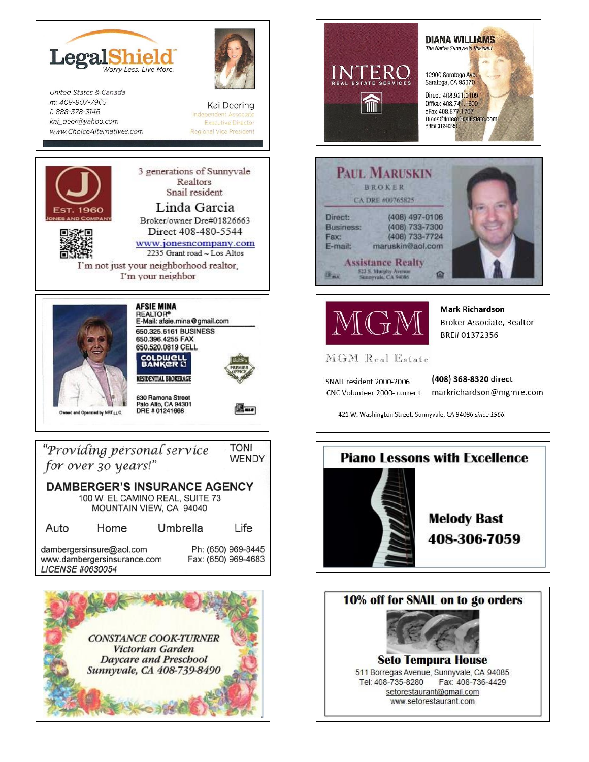**LegalShield**
*Worry Less. Live More.*

United States & Canada
m: 408-807-7965
f: 888-378-3146
kai_deer@yahoo.com
www.ChoiceAlternatives.com

Kai Deering
Independent Associate
Executive Director
Regional Vice President

---

**INTERO**
REAL ESTATE SERVICES

**DIANA WILLIAMS**
*The Native Sunnyvale Resident*

12900 Saratoga Ave.
Saratoga, CA 95070

Direct: 408.921.0109
Office: 408.741.1600
eFax 408.877.1707
Diana@InteroRealEstate.com
BRE# 01240551

---

EST. 1960
JONES AND COMPANY

3 generations of Sunnyvale Realtors
Snail resident

**Linda Garcia**
Broker/owner Dre#01826663
Direct 408-480-5544
www.jonesncompany.com
2235 Grant road ~ Los Altos

I'm not just your neighborhood realtor,
I'm your neighbor

---

**PAUL MARUSKIN**
BROKER
CA DRE #00765825

Direct: (408) 497-0106
Business: (408) 733-7300
Fax: (408) 733-7724
E-mail: maruskin@aol.com

Assistance Realty
522 S. Murphy Avenue
Sunnyvale, CA 94086

---

**AFSIE MINA**
REALTOR®
E-Mail: afsie.mina@gmail.com
650.325.6161 BUSINESS
650.396.4255 FAX
650.520.0819 CELL

COLDWELL BANKER
RESIDENTIAL BROKERAGE

PREMIER OFFICE

630 Ramona Street
Palo Alto, CA 94301
DRE # 01241668

Owned and Operated by NRT LLC

---

**MGM**
MGM Real Estate

**Mark Richardson**
Broker Associate, Realtor
BRE# 01372356

SNAIL resident 2000-2006
CNC Volunteer 2000- current

**(408) 368-8320 direct**
markrichardson@mgmre.com

421 W. Washington Street, Sunnyvale, CA 94086 *since 1966*

---

*"Providing personal service for over 30 years!"*

TONI
WENDY

**DAMBERGER'S INSURANCE AGENCY**
100 W. EL CAMINO REAL, SUITE 73
MOUNTAIN VIEW, CA 94040

Auto Home Umbrella Life

dambergersinsure@aol.com
www.dambergersinsurance.com
*LICENSE #0630054*

Ph: (650) 969-8445
Fax: (650) 969-4683

---

**Piano Lessons with Excellence**

**Melody Bast**
**408-306-7059**

---

*CONSTANCE COOK-TURNER*
*Victorian Garden*
*Daycare and Preschool*
*Sunnyvale, CA 408-739-8490*

---

**10% off for SNAIL on to go orders**

**Seto Tempura House**
511 Borregas Avenue, Sunnyvale, CA 94085
Tel: 408-735-8280 Fax: 408-736-4429
setorestaurant@gmail.com
www.setorestaurant.com